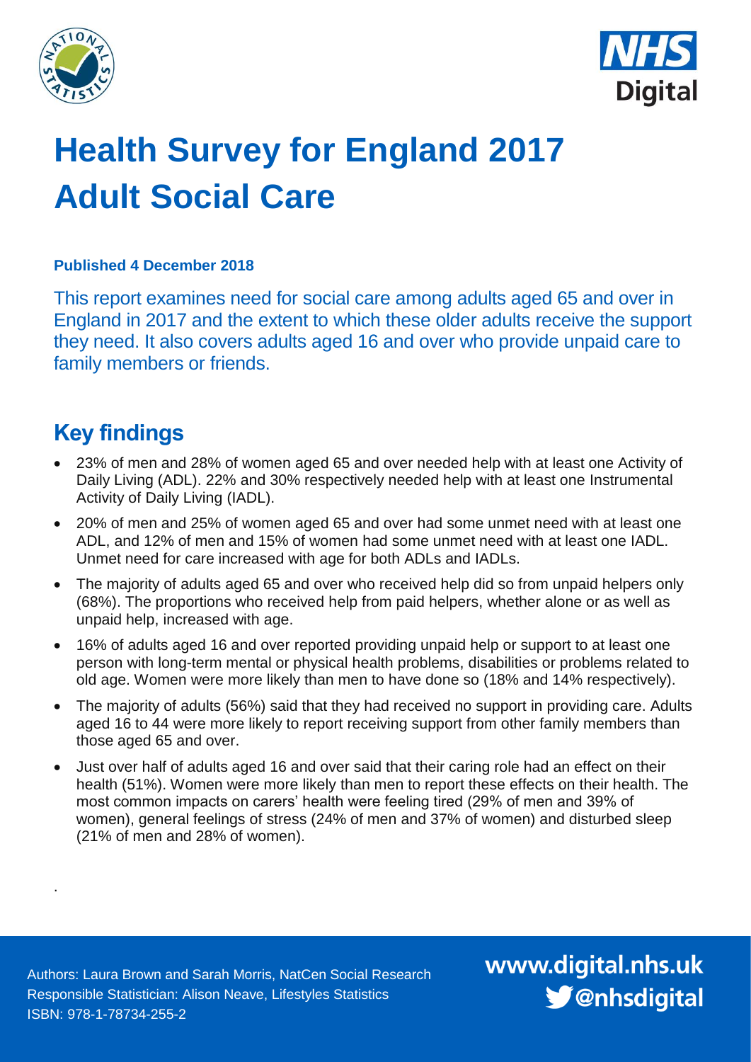# Health Survey for England 2017 Adult Social Care

**Published 4 December 2018**

This report examines need for social care among adults aged 65 and over in England in 2017 and the extent to which these older adults receive the support they need. It also covers adults aged 16 and over who provide unpaid care to family members or friends.

## Key findings

- 23% of men and 28% of women aged 65 and over needed help with at least one Activity of Daily Living (ADL). 22% and 30% respectively needed help with at least one Instrumental Activity of Daily Living (IADL).
- 20% of men and 25% of women aged 65 and over had some unmet need with at least one ADL, and 12% of men and 15% of women had some unmet need with at least one IADL. Unmet need for care increased with age for both ADLs and IADLs.
- The majority of adults aged 65 and over who received help did so from unpaid helpers only (68%). The proportions who received help from paid helpers, whether alone or as well as unpaid help, increased with age.
- 16% of adults aged 16 and over reported providing unpaid help or support to at least one person with long-term mental or physical health problems, disabilities or problems related to old age. Women were more likely than men to have done so (18% and 14% respectively).
- The majority of adults (56%) said that they had received no support in providing care. Adults aged 16 to 44 were more likely to report receiving support from other family members than those aged 65 and over.
- Just over half of adults aged 16 and over said that their caring role had an effect on their health (51%). Women were more likely than men to report these effects on their health. The most common impacts on carers' health were feeling tired (29% of men and 39% of women), general feelings of stress (24% of men and 37% of women) and disturbed sleep (21% of men and 28% of women).

Authors: Laura Brown and Sarah Morris, NatCen Social Research
Responsible Statistician: Alison Neave, Lifestyles Statistics
ISBN: 978-1-78734-255-2

www.digital.nhs.uk
@nhsdigital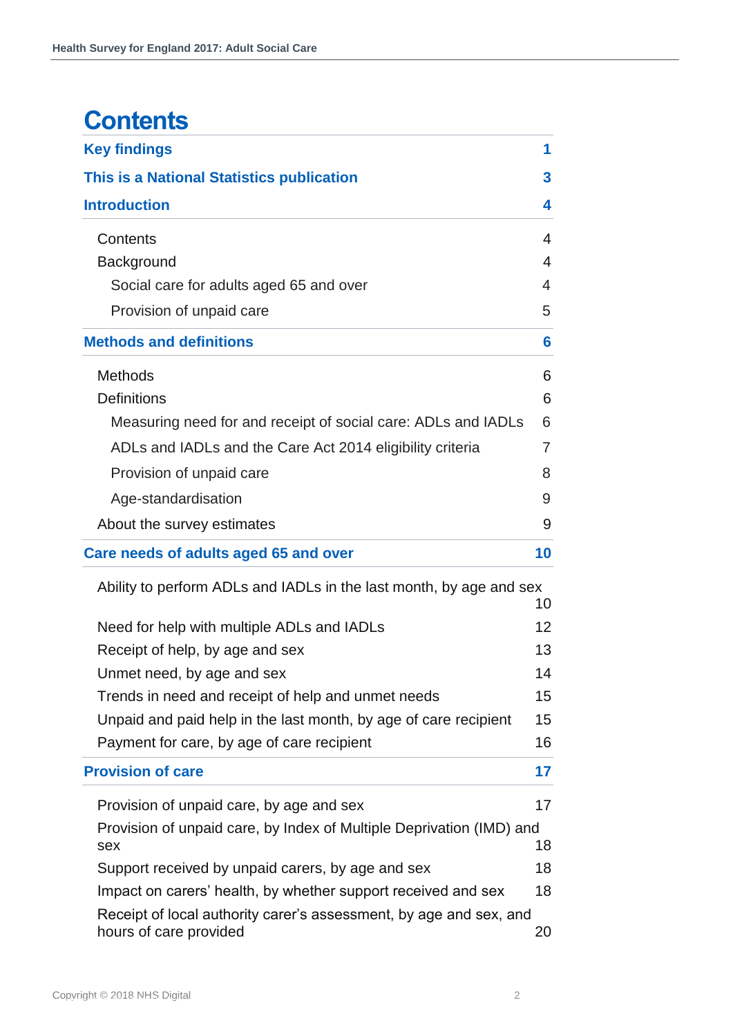# Contents

| | |
|---|---|
| **Key findings** | **1** |
| **This is a National Statistics publication** | **3** |
| **Introduction** | **4** |
| Contents | 4 |
| Background | 4 |
| Social care for adults aged 65 and over | 4 |
| Provision of unpaid care | 5 |
| **Methods and definitions** | **6** |
| Methods | 6 |
| Definitions | 6 |
| Measuring need for and receipt of social care: ADLs and IADLs | 6 |
| ADLs and IADLs and the Care Act 2014 eligibility criteria | 7 |
| Provision of unpaid care | 8 |
| Age-standardisation | 9 |
| About the survey estimates | 9 |
| **Care needs of adults aged 65 and over** | **10** |
| Ability to perform ADLs and IADLs in the last month, by age and sex | 10 |
| Need for help with multiple ADLs and IADLs | 12 |
| Receipt of help, by age and sex | 13 |
| Unmet need, by age and sex | 14 |
| Trends in need and receipt of help and unmet needs | 15 |
| Unpaid and paid help in the last month, by age of care recipient | 15 |
| Payment for care, by age of care recipient | 16 |
| **Provision of care** | **17** |
| Provision of unpaid care, by age and sex | 17 |
| Provision of unpaid care, by Index of Multiple Deprivation (IMD) and sex | 18 |
| Support received by unpaid carers, by age and sex | 18 |
| Impact on carers' health, by whether support received and sex | 18 |
| Receipt of local authority carer's assessment, by age and sex, and hours of care provided | 20 |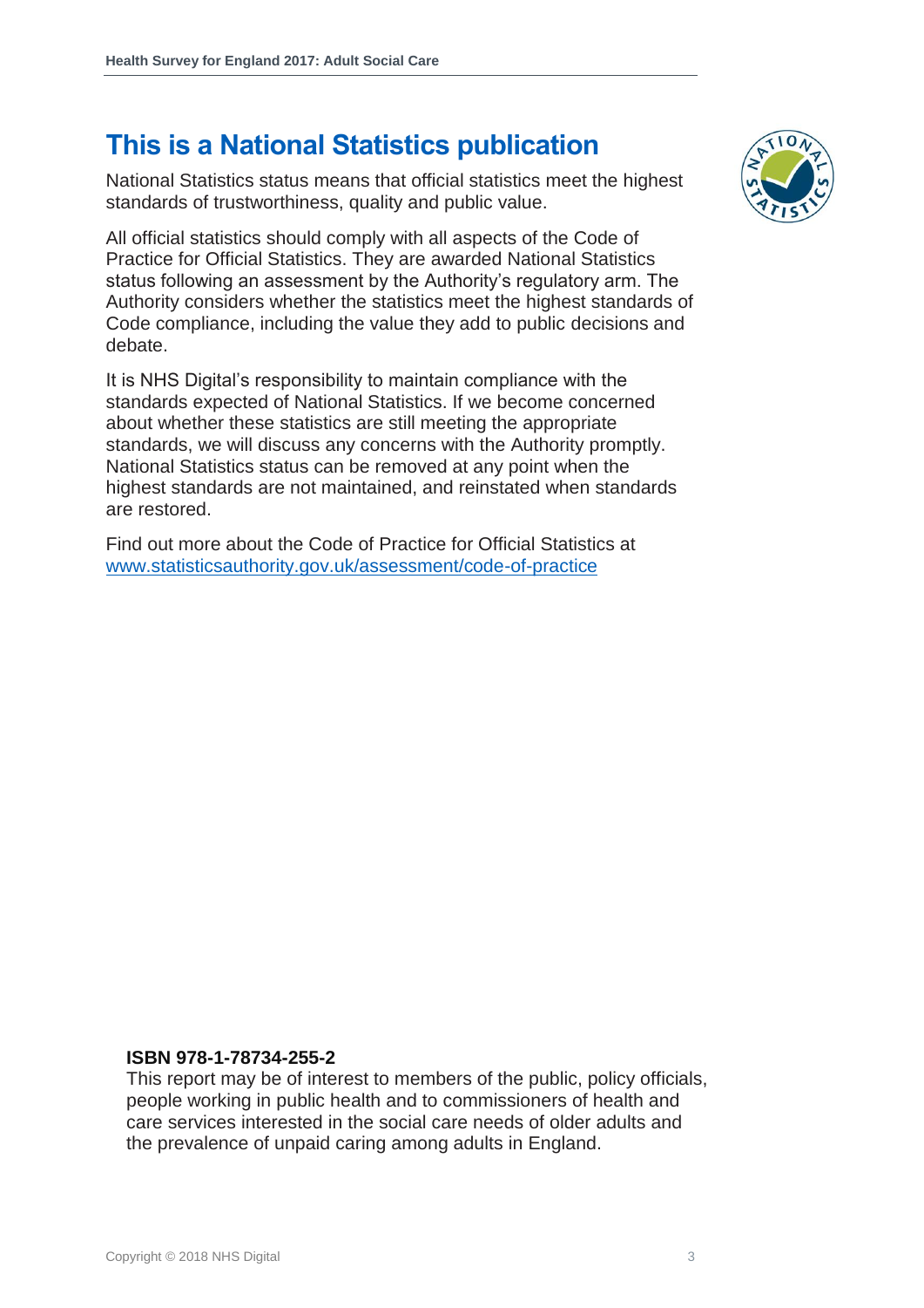# This is a National Statistics publication

National Statistics status means that official statistics meet the highest standards of trustworthiness, quality and public value.

All official statistics should comply with all aspects of the Code of Practice for Official Statistics. They are awarded National Statistics status following an assessment by the Authority's regulatory arm. The Authority considers whether the statistics meet the highest standards of Code compliance, including the value they add to public decisions and debate.

It is NHS Digital's responsibility to maintain compliance with the standards expected of National Statistics. If we become concerned about whether these statistics are still meeting the appropriate standards, we will discuss any concerns with the Authority promptly. National Statistics status can be removed at any point when the highest standards are not maintained, and reinstated when standards are restored.

Find out more about the Code of Practice for Official Statistics at [www.statisticsauthority.gov.uk/assessment/code-of-practice](www.statisticsauthority.gov.uk/assessment/code-of-practice)

**ISBN 978-1-78734-255-2**

This report may be of interest to members of the public, policy officials, people working in public health and to commissioners of health and care services interested in the social care needs of older adults and the prevalence of unpaid caring among adults in England.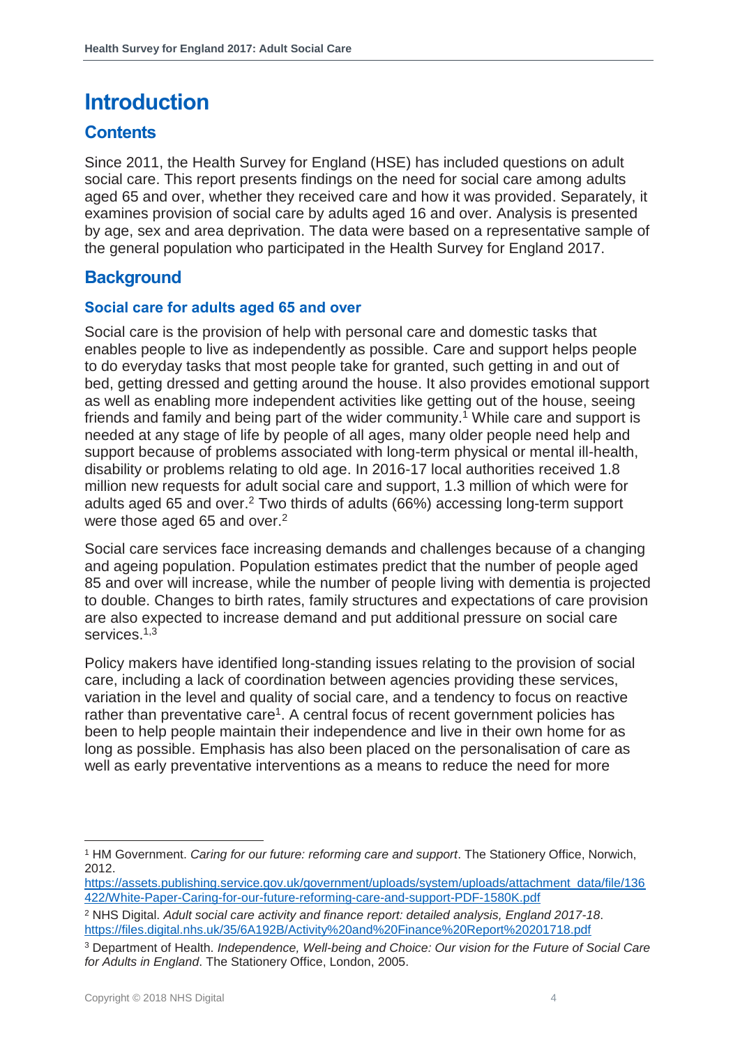# Introduction

## Contents

Since 2011, the Health Survey for England (HSE) has included questions on adult social care. This report presents findings on the need for social care among adults aged 65 and over, whether they received care and how it was provided. Separately, it examines provision of social care by adults aged 16 and over. Analysis is presented by age, sex and area deprivation. The data were based on a representative sample of the general population who participated in the Health Survey for England 2017.

## Background

### Social care for adults aged 65 and over

Social care is the provision of help with personal care and domestic tasks that enables people to live as independently as possible. Care and support helps people to do everyday tasks that most people take for granted, such getting in and out of bed, getting dressed and getting around the house. It also provides emotional support as well as enabling more independent activities like getting out of the house, seeing friends and family and being part of the wider community.[1] While care and support is needed at any stage of life by people of all ages, many older people need help and support because of problems associated with long-term physical or mental ill-health, disability or problems relating to old age. In 2016-17 local authorities received 1.8 million new requests for adult social care and support, 1.3 million of which were for adults aged 65 and over.[2] Two thirds of adults (66%) accessing long-term support were those aged 65 and over.[2]

Social care services face increasing demands and challenges because of a changing and ageing population. Population estimates predict that the number of people aged 85 and over will increase, while the number of people living with dementia is projected to double. Changes to birth rates, family structures and expectations of care provision are also expected to increase demand and put additional pressure on social care services.[1,3]

Policy makers have identified long-standing issues relating to the provision of social care, including a lack of coordination between agencies providing these services, variation in the level and quality of social care, and a tendency to focus on reactive rather than preventative care[1]. A central focus of recent government policies has been to help people maintain their independence and live in their own home for as long as possible. Emphasis has also been placed on the personalisation of care as well as early preventative interventions as a means to reduce the need for more

---

[1] HM Government. *Caring for our future: reforming care and support*. The Stationery Office, Norwich, 2012. https://assets.publishing.service.gov.uk/government/uploads/system/uploads/attachment_data/file/136422/White-Paper-Caring-for-our-future-reforming-care-and-support-PDF-1580K.pdf

[2] NHS Digital. *Adult social care activity and finance report: detailed analysis, England 2017-18*. https://files.digital.nhs.uk/35/6A192B/Activity%20and%20Finance%20Report%201718.pdf

[3] Department of Health. *Independence, Well-being and Choice: Our vision for the Future of Social Care for Adults in England*. The Stationery Office, London, 2005.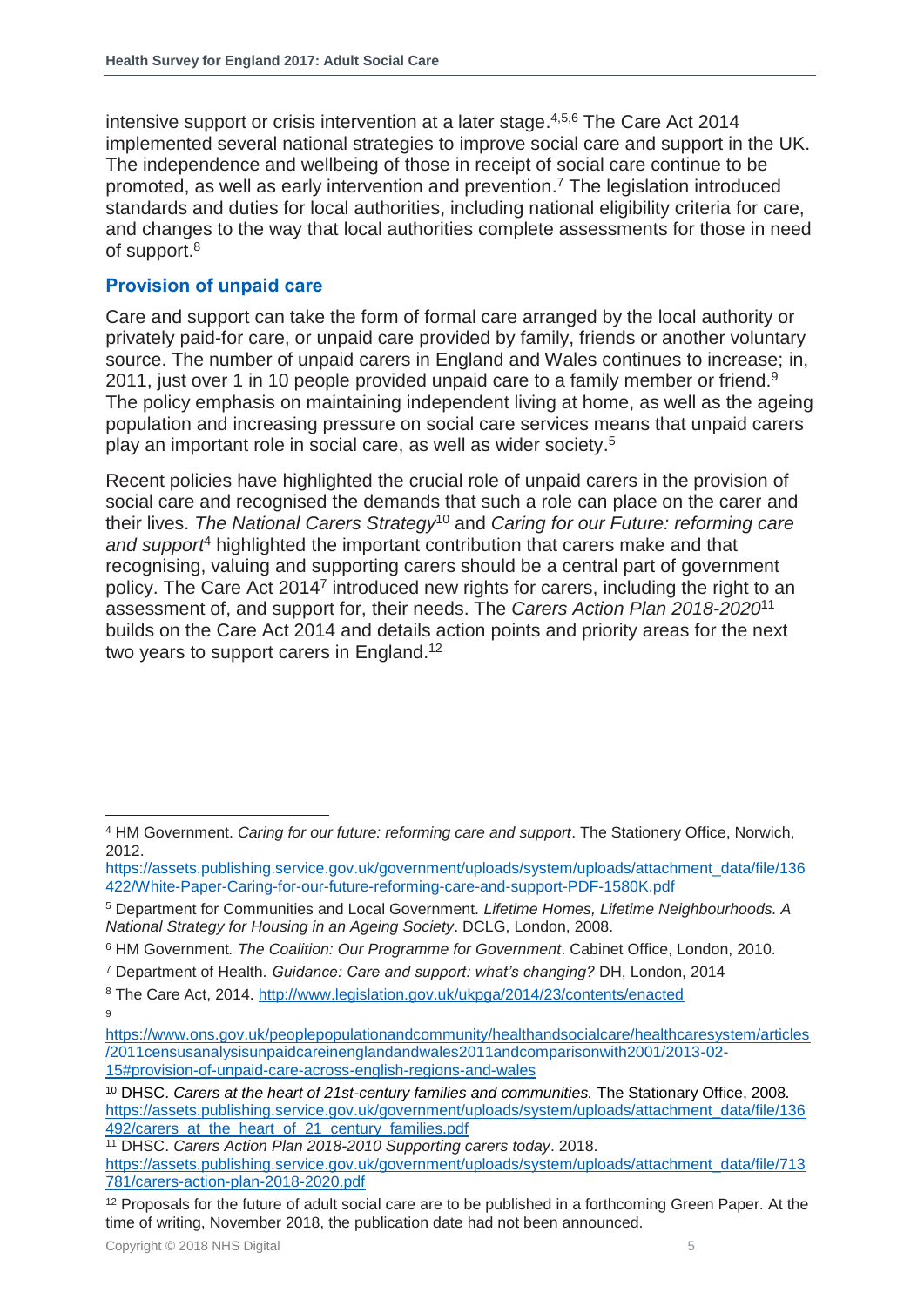intensive support or crisis intervention at a later stage.[4,5,6] The Care Act 2014 implemented several national strategies to improve social care and support in the UK. The independence and wellbeing of those in receipt of social care continue to be promoted, as well as early intervention and prevention.[7] The legislation introduced standards and duties for local authorities, including national eligibility criteria for care, and changes to the way that local authorities complete assessments for those in need of support.[8]

## Provision of unpaid care

Care and support can take the form of formal care arranged by the local authority or privately paid-for care, or unpaid care provided by family, friends or another voluntary source. The number of unpaid carers in England and Wales continues to increase; in, 2011, just over 1 in 10 people provided unpaid care to a family member or friend.[9] The policy emphasis on maintaining independent living at home, as well as the ageing population and increasing pressure on social care services means that unpaid carers play an important role in social care, as well as wider society.[5]

Recent policies have highlighted the crucial role of unpaid carers in the provision of social care and recognised the demands that such a role can place on the carer and their lives. *The National Carers Strategy*[10] and *Caring for our Future: reforming care and support*[4] highlighted the important contribution that carers make and that recognising, valuing and supporting carers should be a central part of government policy. The Care Act 2014[7] introduced new rights for carers, including the right to an assessment of, and support for, their needs. The *Carers Action Plan 2018-2020*[11] builds on the Care Act 2014 and details action points and priority areas for the next two years to support carers in England.[12]

---

[4] HM Government. *Caring for our future: reforming care and support*. The Stationery Office, Norwich, 2012. https://assets.publishing.service.gov.uk/government/uploads/system/uploads/attachment_data/file/136422/White-Paper-Caring-for-our-future-reforming-care-and-support-PDF-1580K.pdf

[5] Department for Communities and Local Government. *Lifetime Homes, Lifetime Neighbourhoods. A National Strategy for Housing in an Ageing Society*. DCLG, London, 2008.

[6] HM Government*. The Coalition: Our Programme for Government*. Cabinet Office, London, 2010.

[7] Department of Health. *Guidance: Care and support: what's changing?* DH, London, 2014

[8] The Care Act, 2014. http://www.legislation.gov.uk/ukpga/2014/23/contents/enacted

[9] https://www.ons.gov.uk/peoplepopulationandcommunity/healthandsocialcare/healthcaresystem/articles/2011censusanalysisunpaidcareinenglandandwales2011andcomparisonwith2001/2013-02-15#provision-of-unpaid-care-across-english-regions-and-wales

[10] DHSC. *Carers at the heart of 21st-century families and communities.* The Stationary Office, 2008. https://assets.publishing.service.gov.uk/government/uploads/system/uploads/attachment_data/file/136492/carers_at_the_heart_of_21_century_families.pdf

[11] DHSC. *Carers Action Plan 2018-2010 Supporting carers today*. 2018. https://assets.publishing.service.gov.uk/government/uploads/system/uploads/attachment_data/file/713781/carers-action-plan-2018-2020.pdf

[12] Proposals for the future of adult social care are to be published in a forthcoming Green Paper. At the time of writing, November 2018, the publication date had not been announced.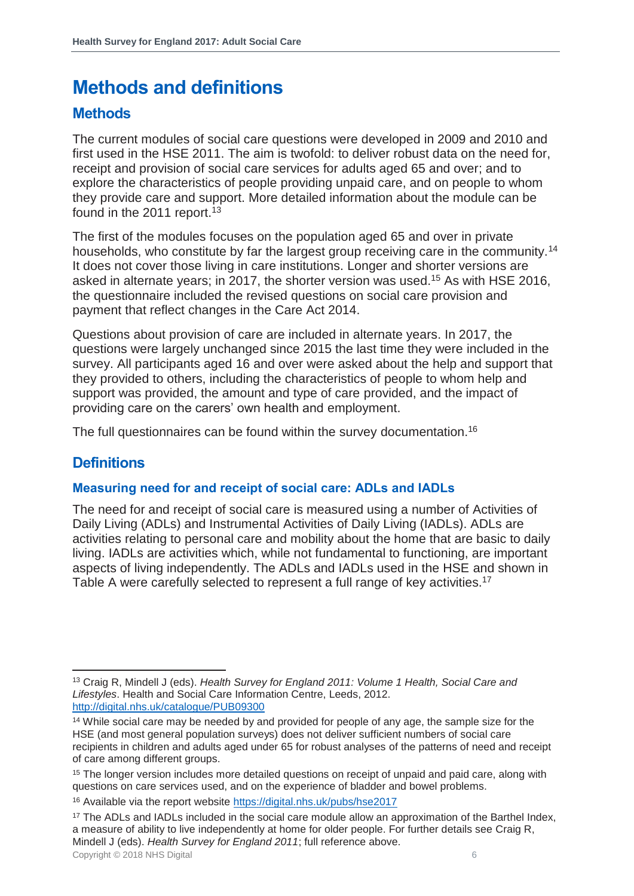# Methods and definitions

## Methods

The current modules of social care questions were developed in 2009 and 2010 and first used in the HSE 2011. The aim is twofold: to deliver robust data on the need for, receipt and provision of social care services for adults aged 65 and over; and to explore the characteristics of people providing unpaid care, and on people to whom they provide care and support. More detailed information about the module can be found in the 2011 report.[13]

The first of the modules focuses on the population aged 65 and over in private households, who constitute by far the largest group receiving care in the community.[14] It does not cover those living in care institutions. Longer and shorter versions are asked in alternate years; in 2017, the shorter version was used.[15] As with HSE 2016, the questionnaire included the revised questions on social care provision and payment that reflect changes in the Care Act 2014.

Questions about provision of care are included in alternate years. In 2017, the questions were largely unchanged since 2015 the last time they were included in the survey. All participants aged 16 and over were asked about the help and support that they provided to others, including the characteristics of people to whom help and support was provided, the amount and type of care provided, and the impact of providing care on the carers' own health and employment.

The full questionnaires can be found within the survey documentation.[16]

## Definitions

### Measuring need for and receipt of social care: ADLs and IADLs

The need for and receipt of social care is measured using a number of Activities of Daily Living (ADLs) and Instrumental Activities of Daily Living (IADLs). ADLs are activities relating to personal care and mobility about the home that are basic to daily living. IADLs are activities which, while not fundamental to functioning, are important aspects of living independently. The ADLs and IADLs used in the HSE and shown in Table A were carefully selected to represent a full range of key activities.[17]

---

[13] Craig R, Mindell J (eds). *Health Survey for England 2011: Volume 1 Health, Social Care and Lifestyles*. Health and Social Care Information Centre, Leeds, 2012. http://digital.nhs.uk/catalogue/PUB09300

[14] While social care may be needed by and provided for people of any age, the sample size for the HSE (and most general population surveys) does not deliver sufficient numbers of social care recipients in children and adults aged under 65 for robust analyses of the patterns of need and receipt of care among different groups.

[15] The longer version includes more detailed questions on receipt of unpaid and paid care, along with questions on care services used, and on the experience of bladder and bowel problems.

[16] Available via the report website https://digital.nhs.uk/pubs/hse2017

[17] The ADLs and IADLs included in the social care module allow an approximation of the Barthel Index, a measure of ability to live independently at home for older people. For further details see Craig R, Mindell J (eds). *Health Survey for England 2011*; full reference above.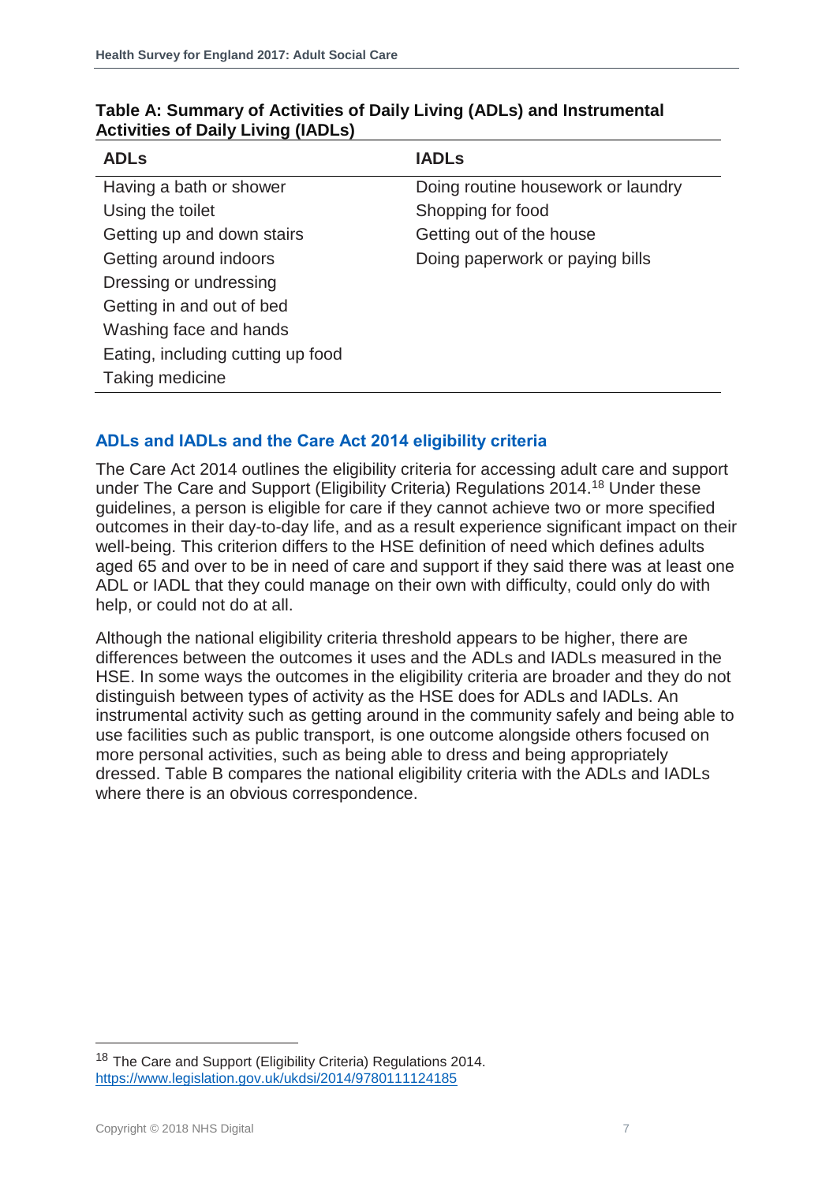**Table A: Summary of Activities of Daily Living (ADLs) and Instrumental Activities of Daily Living (IADLs)**

| ADLs | IADLs |
|---|---|
| Having a bath or shower | Doing routine housework or laundry |
| Using the toilet | Shopping for food |
| Getting up and down stairs | Getting out of the house |
| Getting around indoors | Doing paperwork or paying bills |
| Dressing or undressing | |
| Getting in and out of bed | |
| Washing face and hands | |
| Eating, including cutting up food | |
| Taking medicine | |

## ADLs and IADLs and the Care Act 2014 eligibility criteria

The Care Act 2014 outlines the eligibility criteria for accessing adult care and support under The Care and Support (Eligibility Criteria) Regulations 2014.[18] Under these guidelines, a person is eligible for care if they cannot achieve two or more specified outcomes in their day-to-day life, and as a result experience significant impact on their well-being. This criterion differs to the HSE definition of need which defines adults aged 65 and over to be in need of care and support if they said there was at least one ADL or IADL that they could manage on their own with difficulty, could only do with help, or could not do at all.

Although the national eligibility criteria threshold appears to be higher, there are differences between the outcomes it uses and the ADLs and IADLs measured in the HSE. In some ways the outcomes in the eligibility criteria are broader and they do not distinguish between types of activity as the HSE does for ADLs and IADLs. An instrumental activity such as getting around in the community safely and being able to use facilities such as public transport, is one outcome alongside others focused on more personal activities, such as being able to dress and being appropriately dressed. Table B compares the national eligibility criteria with the ADLs and IADLs where there is an obvious correspondence.

---

[18] The Care and Support (Eligibility Criteria) Regulations 2014. https://www.legislation.gov.uk/ukdsi/2014/9780111124185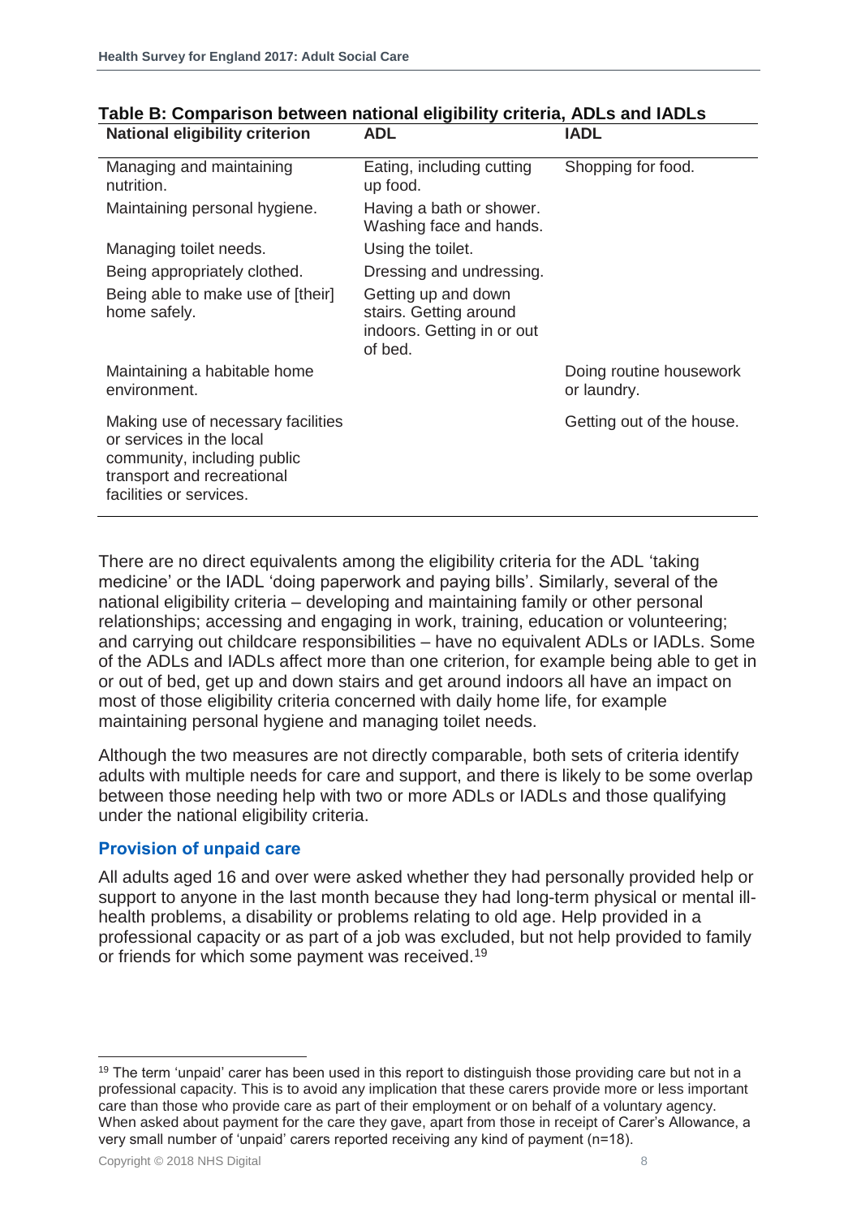**Table B: Comparison between national eligibility criteria, ADLs and IADLs**

| National eligibility criterion | ADL | IADL |
|---|---|---|
| Managing and maintaining nutrition. | Eating, including cutting up food. | Shopping for food. |
| Maintaining personal hygiene. | Having a bath or shower. Washing face and hands. | |
| Managing toilet needs. | Using the toilet. | |
| Being appropriately clothed. | Dressing and undressing. | |
| Being able to make use of [their] home safely. | Getting up and down stairs. Getting around indoors. Getting in or out of bed. | |
| Maintaining a habitable home environment. | | Doing routine housework or laundry. |
| Making use of necessary facilities or services in the local community, including public transport and recreational facilities or services. | | Getting out of the house. |

There are no direct equivalents among the eligibility criteria for the ADL 'taking medicine' or the IADL 'doing paperwork and paying bills'. Similarly, several of the national eligibility criteria – developing and maintaining family or other personal relationships; accessing and engaging in work, training, education or volunteering; and carrying out childcare responsibilities – have no equivalent ADLs or IADLs. Some of the ADLs and IADLs affect more than one criterion, for example being able to get in or out of bed, get up and down stairs and get around indoors all have an impact on most of those eligibility criteria concerned with daily home life, for example maintaining personal hygiene and managing toilet needs.

Although the two measures are not directly comparable, both sets of criteria identify adults with multiple needs for care and support, and there is likely to be some overlap between those needing help with two or more ADLs or IADLs and those qualifying under the national eligibility criteria.

## Provision of unpaid care

All adults aged 16 and over were asked whether they had personally provided help or support to anyone in the last month because they had long-term physical or mental ill-health problems, a disability or problems relating to old age. Help provided in a professional capacity or as part of a job was excluded, but not help provided to family or friends for which some payment was received.[19]

[19] The term 'unpaid' carer has been used in this report to distinguish those providing care but not in a professional capacity. This is to avoid any implication that these carers provide more or less important care than those who provide care as part of their employment or on behalf of a voluntary agency. When asked about payment for the care they gave, apart from those in receipt of Carer's Allowance, a very small number of 'unpaid' carers reported receiving any kind of payment (n=18).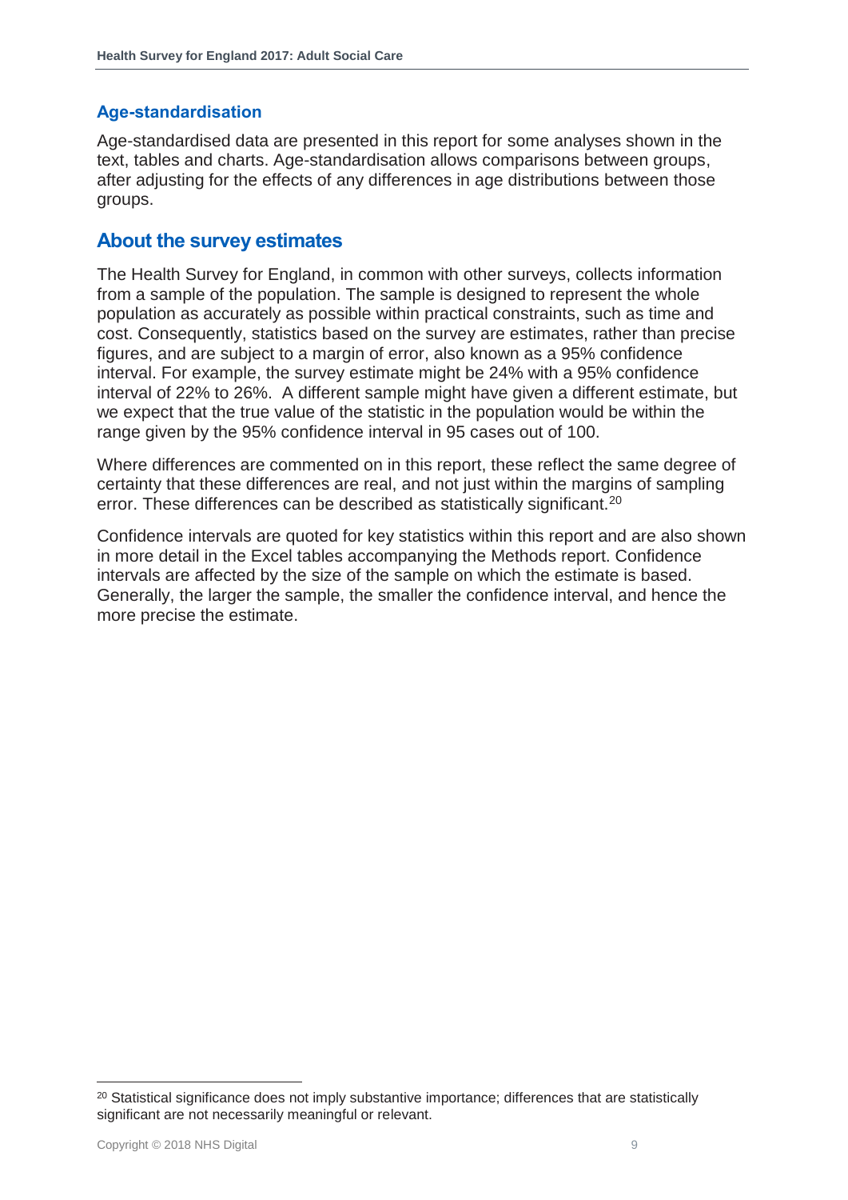### Age-standardisation

Age-standardised data are presented in this report for some analyses shown in the text, tables and charts. Age-standardisation allows comparisons between groups, after adjusting for the effects of any differences in age distributions between those groups.

## About the survey estimates

The Health Survey for England, in common with other surveys, collects information from a sample of the population. The sample is designed to represent the whole population as accurately as possible within practical constraints, such as time and cost. Consequently, statistics based on the survey are estimates, rather than precise figures, and are subject to a margin of error, also known as a 95% confidence interval. For example, the survey estimate might be 24% with a 95% confidence interval of 22% to 26%. A different sample might have given a different estimate, but we expect that the true value of the statistic in the population would be within the range given by the 95% confidence interval in 95 cases out of 100.

Where differences are commented on in this report, these reflect the same degree of certainty that these differences are real, and not just within the margins of sampling error. These differences can be described as statistically significant.[20]

Confidence intervals are quoted for key statistics within this report and are also shown in more detail in the Excel tables accompanying the Methods report. Confidence intervals are affected by the size of the sample on which the estimate is based. Generally, the larger the sample, the smaller the confidence interval, and hence the more precise the estimate.

---

[20] Statistical significance does not imply substantive importance; differences that are statistically significant are not necessarily meaningful or relevant.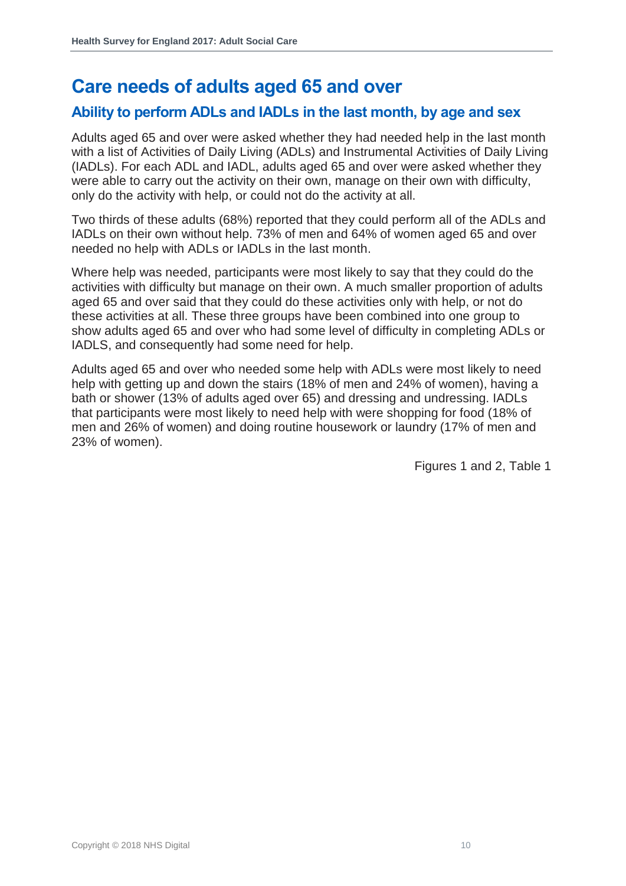# Care needs of adults aged 65 and over

## Ability to perform ADLs and IADLs in the last month, by age and sex

Adults aged 65 and over were asked whether they had needed help in the last month with a list of Activities of Daily Living (ADLs) and Instrumental Activities of Daily Living (IADLs). For each ADL and IADL, adults aged 65 and over were asked whether they were able to carry out the activity on their own, manage on their own with difficulty, only do the activity with help, or could not do the activity at all.

Two thirds of these adults (68%) reported that they could perform all of the ADLs and IADLs on their own without help. 73% of men and 64% of women aged 65 and over needed no help with ADLs or IADLs in the last month.

Where help was needed, participants were most likely to say that they could do the activities with difficulty but manage on their own. A much smaller proportion of adults aged 65 and over said that they could do these activities only with help, or not do these activities at all. These three groups have been combined into one group to show adults aged 65 and over who had some level of difficulty in completing ADLs or IADLS, and consequently had some need for help.

Adults aged 65 and over who needed some help with ADLs were most likely to need help with getting up and down the stairs (18% of men and 24% of women), having a bath or shower (13% of adults aged over 65) and dressing and undressing. IADLs that participants were most likely to need help with were shopping for food (18% of men and 26% of women) and doing routine housework or laundry (17% of men and 23% of women).

Figures 1 and 2, Table 1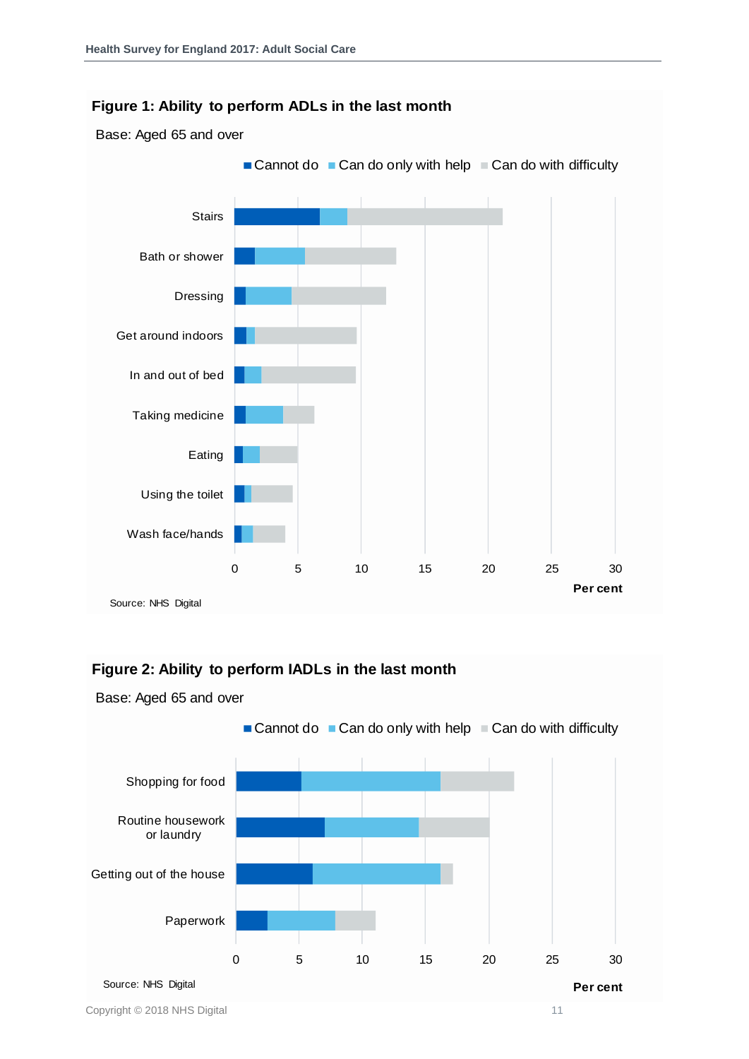**Figure 1: Ability to perform ADLs in the last month**

Base: Aged 65 and over

■ Cannot do ■ Can do only with help ■ Can do with difficulty

Stairs

Bath or shower

Dressing

Get around indoors

In and out of bed

Taking medicine

Eating

Using the toilet

Wash face/hands

0 5 10 15 20 25 30

Per cent

Source: NHS Digital

**Figure 2: Ability to perform IADLs in the last month**

Base: Aged 65 and over

■ Cannot do ■ Can do only with help ■ Can do with difficulty

Shopping for food

Routine housework or laundry

Getting out of the house

Paperwork

0 5 10 15 20 25 30

Per cent

Source: NHS Digital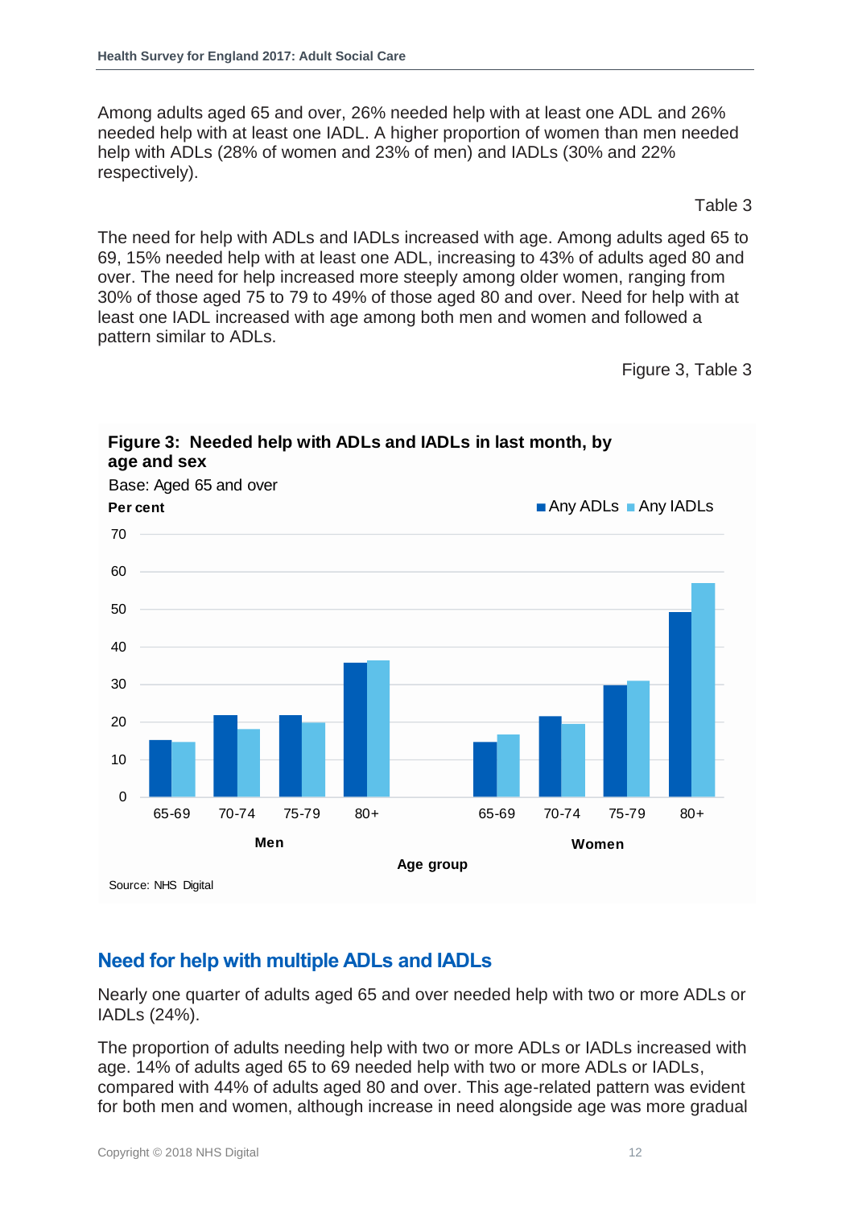Among adults aged 65 and over, 26% needed help with at least one ADL and 26% needed help with at least one IADL. A higher proportion of women than men needed help with ADLs (28% of women and 23% of men) and IADLs (30% and 22% respectively).

Table 3

The need for help with ADLs and IADLs increased with age. Among adults aged 65 to 69, 15% needed help with at least one ADL, increasing to 43% of adults aged 80 and over. The need for help increased more steeply among older women, ranging from 30% of those aged 75 to 79 to 49% of those aged 80 and over. Need for help with at least one IADL increased with age among both men and women and followed a pattern similar to ADLs.

Figure 3, Table 3

**Figure 3: Needed help with ADLs and IADLs in last month, by age and sex**

Base: Aged 65 and over

Per cent

Any ADLs, Any IADLs

70, 60, 50, 40, 30, 20, 10, 0

65-69, 70-74, 75-79, 80+ — Men

65-69, 70-74, 75-79, 80+ — Women

Age group

Source: NHS Digital

## Need for help with multiple ADLs and IADLs

Nearly one quarter of adults aged 65 and over needed help with two or more ADLs or IADLs (24%).

The proportion of adults needing help with two or more ADLs or IADLs increased with age. 14% of adults aged 65 to 69 needed help with two or more ADLs or IADLs, compared with 44% of adults aged 80 and over. This age-related pattern was evident for both men and women, although increase in need alongside age was more gradual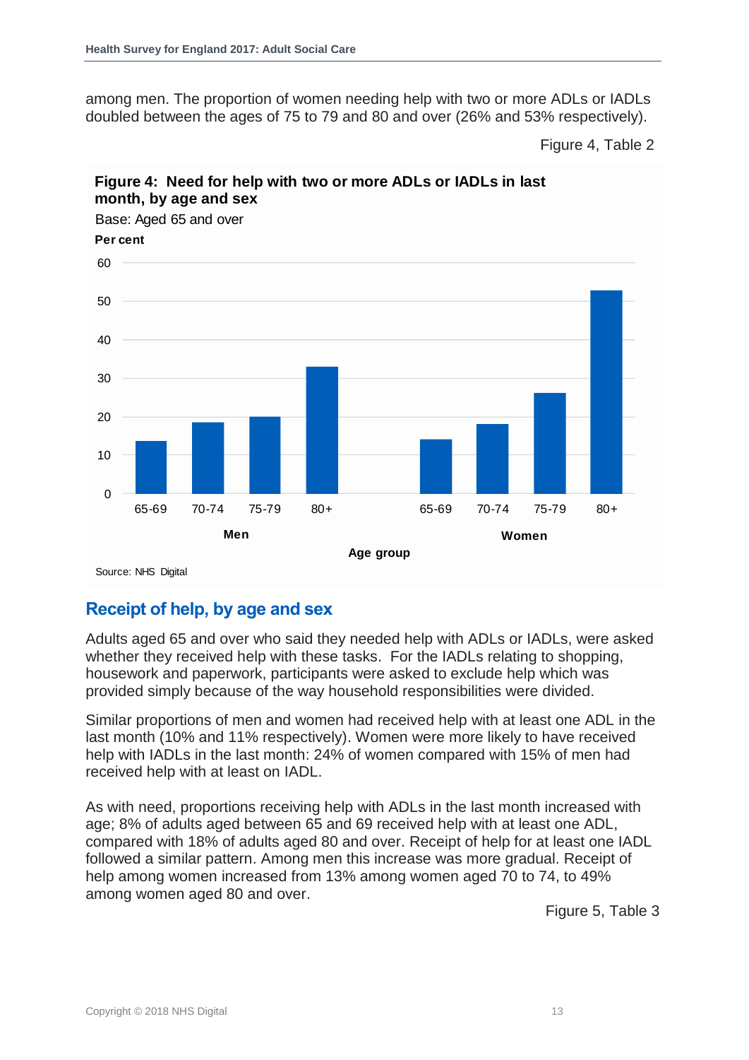among men. The proportion of women needing help with two or more ADLs or IADLs doubled between the ages of 75 to 79 and 80 and over (26% and 53% respectively).

Figure 4, Table 2

**Figure 4: Need for help with two or more ADLs or IADLs in last month, by age and sex**

Base: Aged 65 and over

Source: NHS Digital

## Receipt of help, by age and sex

Adults aged 65 and over who said they needed help with ADLs or IADLs, were asked whether they received help with these tasks. For the IADLs relating to shopping, housework and paperwork, participants were asked to exclude help which was provided simply because of the way household responsibilities were divided.

Similar proportions of men and women had received help with at least one ADL in the last month (10% and 11% respectively). Women were more likely to have received help with IADLs in the last month: 24% of women compared with 15% of men had received help with at least on IADL.

As with need, proportions receiving help with ADLs in the last month increased with age; 8% of adults aged between 65 and 69 received help with at least one ADL, compared with 18% of adults aged 80 and over. Receipt of help for at least one IADL followed a similar pattern. Among men this increase was more gradual. Receipt of help among women increased from 13% among women aged 70 to 74, to 49% among women aged 80 and over.

Figure 5, Table 3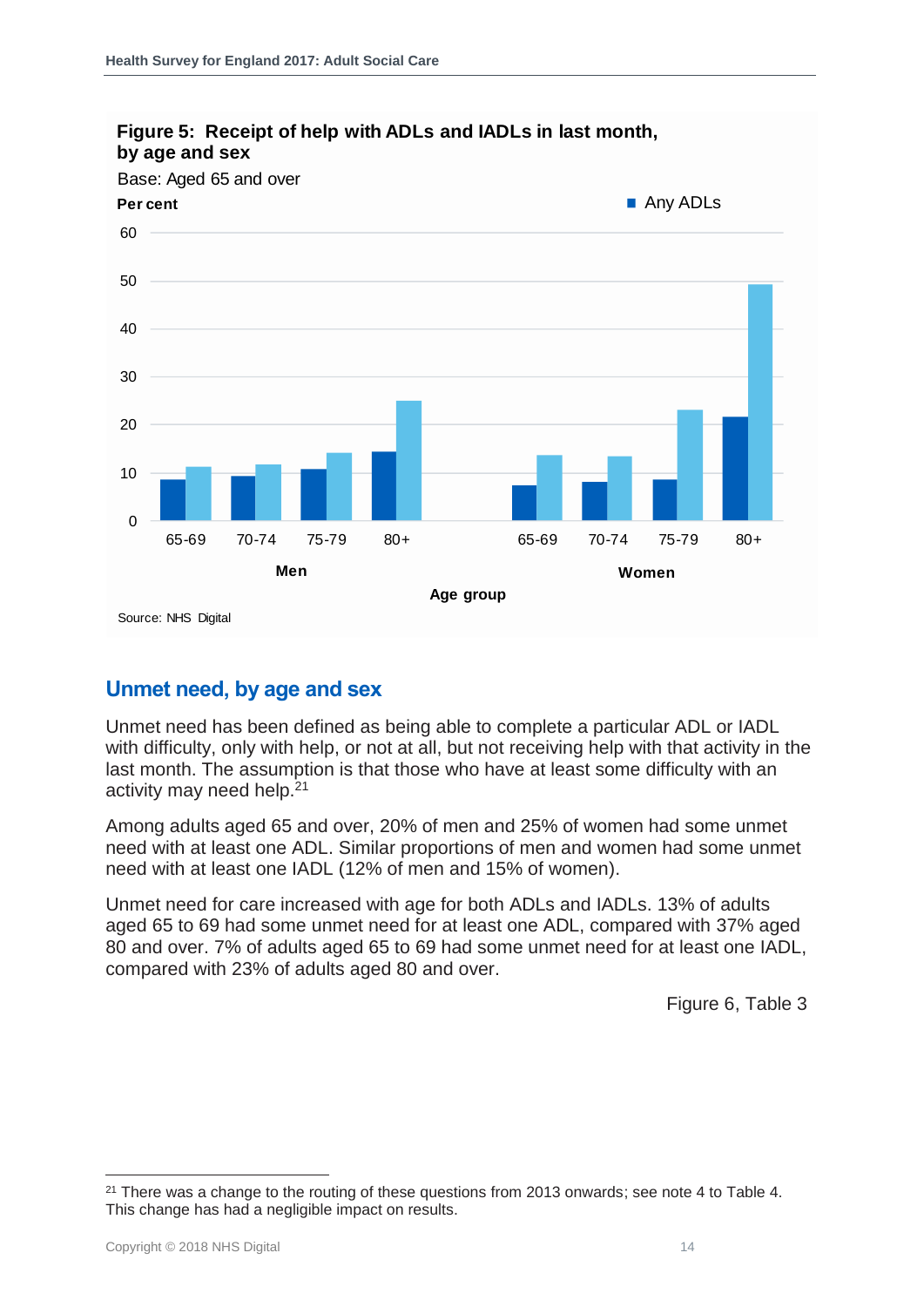**Figure 5: Receipt of help with ADLs and IADLs in last month, by age and sex**

Base: Aged 65 and over

Source: NHS Digital

## Unmet need, by age and sex

Unmet need has been defined as being able to complete a particular ADL or IADL with difficulty, only with help, or not at all, but not receiving help with that activity in the last month. The assumption is that those who have at least some difficulty with an activity may need help.[21]

Among adults aged 65 and over, 20% of men and 25% of women had some unmet need with at least one ADL. Similar proportions of men and women had some unmet need with at least one IADL (12% of men and 15% of women).

Unmet need for care increased with age for both ADLs and IADLs. 13% of adults aged 65 to 69 had some unmet need for at least one ADL, compared with 37% aged 80 and over. 7% of adults aged 65 to 69 had some unmet need for at least one IADL, compared with 23% of adults aged 80 and over.

Figure 6, Table 3

[21] There was a change to the routing of these questions from 2013 onwards; see note 4 to Table 4. This change has had a negligible impact on results.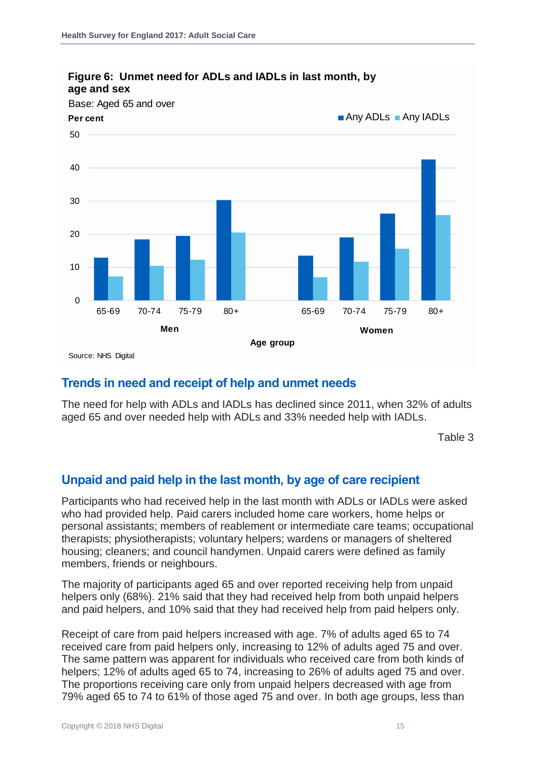**Figure 6: Unmet need for ADLs and IADLs in last month, by age and sex**

Base: Aged 65 and over

Source: NHS Digital

## Trends in need and receipt of help and unmet needs

The need for help with ADLs and IADLs has declined since 2011, when 32% of adults aged 65 and over needed help with ADLs and 33% needed help with IADLs.

Table 3

## Unpaid and paid help in the last month, by age of care recipient

Participants who had received help in the last month with ADLs or IADLs were asked who had provided help. Paid carers included home care workers, home helps or personal assistants; members of reablement or intermediate care teams; occupational therapists; physiotherapists; voluntary helpers; wardens or managers of sheltered housing; cleaners; and council handymen. Unpaid carers were defined as family members, friends or neighbours.

The majority of participants aged 65 and over reported receiving help from unpaid helpers only (68%). 21% said that they had received help from both unpaid helpers and paid helpers, and 10% said that they had received help from paid helpers only.

Receipt of care from paid helpers increased with age. 7% of adults aged 65 to 74 received care from paid helpers only, increasing to 12% of adults aged 75 and over. The same pattern was apparent for individuals who received care from both kinds of helpers; 12% of adults aged 65 to 74, increasing to 26% of adults aged 75 and over. The proportions receiving care only from unpaid helpers decreased with age from 79% aged 65 to 74 to 61% of those aged 75 and over. In both age groups, less than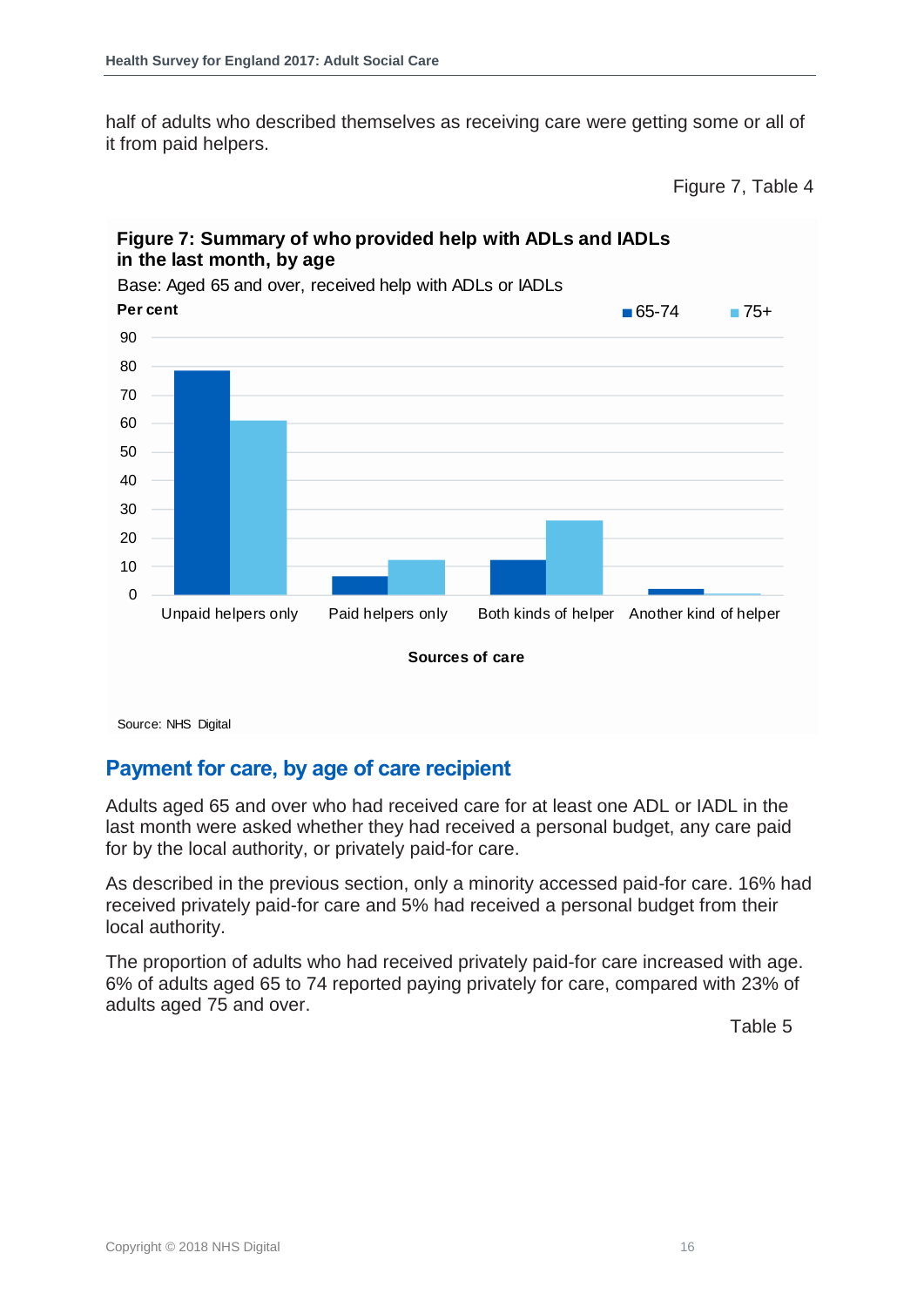half of adults who described themselves as receiving care were getting some or all of it from paid helpers.

Figure 7, Table 4

**Figure 7: Summary of who provided help with ADLs and IADLs in the last month, by age**

Base: Aged 65 and over, received help with ADLs or IADLs

Source: NHS Digital

## Payment for care, by age of care recipient

Adults aged 65 and over who had received care for at least one ADL or IADL in the last month were asked whether they had received a personal budget, any care paid for by the local authority, or privately paid-for care.

As described in the previous section, only a minority accessed paid-for care. 16% had received privately paid-for care and 5% had received a personal budget from their local authority.

The proportion of adults who had received privately paid-for care increased with age. 6% of adults aged 65 to 74 reported paying privately for care, compared with 23% of adults aged 75 and over.

Table 5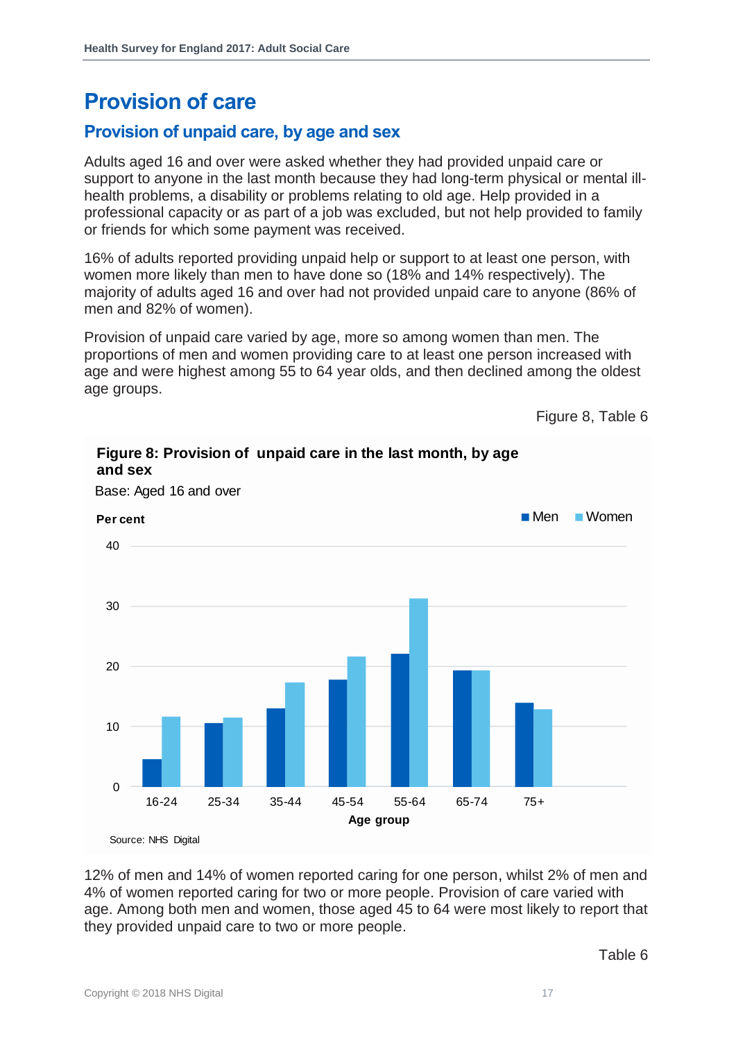# Provision of care

## Provision of unpaid care, by age and sex

Adults aged 16 and over were asked whether they had provided unpaid care or support to anyone in the last month because they had long-term physical or mental ill-health problems, a disability or problems relating to old age. Help provided in a professional capacity or as part of a job was excluded, but not help provided to family or friends for which some payment was received.

16% of adults reported providing unpaid help or support to at least one person, with women more likely than men to have done so (18% and 14% respectively). The majority of adults aged 16 and over had not provided unpaid care to anyone (86% of men and 82% of women).

Provision of unpaid care varied by age, more so among women than men. The proportions of men and women providing care to at least one person increased with age and were highest among 55 to 64 year olds, and then declined among the oldest age groups.

Figure 8, Table 6

**Figure 8: Provision of unpaid care in the last month, by age and sex**

Base: Aged 16 and over

Source: NHS Digital

12% of men and 14% of women reported caring for one person, whilst 2% of men and 4% of women reported caring for two or more people. Provision of care varied with age. Among both men and women, those aged 45 to 64 were most likely to report that they provided unpaid care to two or more people.

Table 6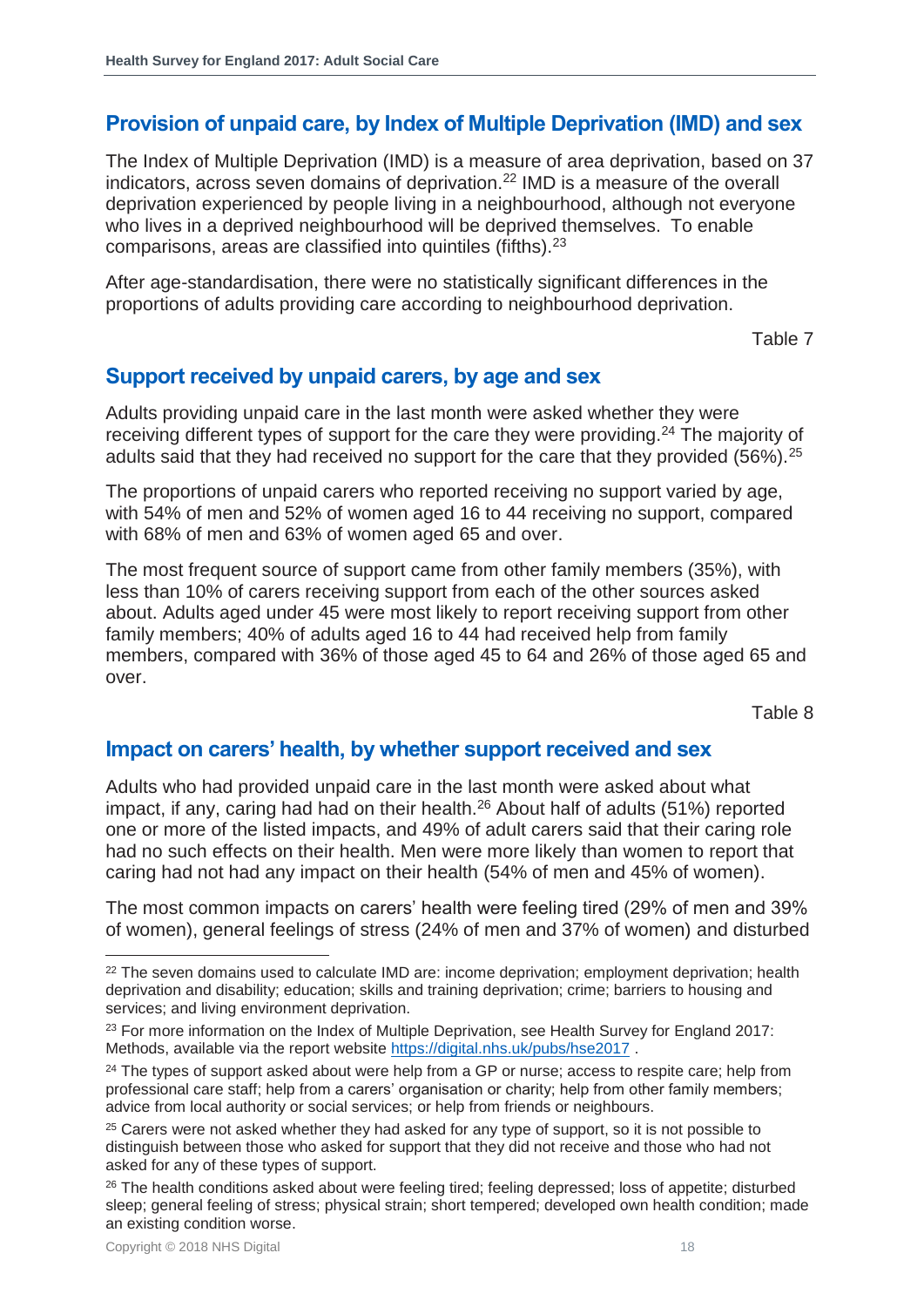## Provision of unpaid care, by Index of Multiple Deprivation (IMD) and sex

The Index of Multiple Deprivation (IMD) is a measure of area deprivation, based on 37 indicators, across seven domains of deprivation.[22] IMD is a measure of the overall deprivation experienced by people living in a neighbourhood, although not everyone who lives in a deprived neighbourhood will be deprived themselves. To enable comparisons, areas are classified into quintiles (fifths).[23]

After age-standardisation, there were no statistically significant differences in the proportions of adults providing care according to neighbourhood deprivation.

Table 7

## Support received by unpaid carers, by age and sex

Adults providing unpaid care in the last month were asked whether they were receiving different types of support for the care they were providing.[24] The majority of adults said that they had received no support for the care that they provided (56%).[25]

The proportions of unpaid carers who reported receiving no support varied by age, with 54% of men and 52% of women aged 16 to 44 receiving no support, compared with 68% of men and 63% of women aged 65 and over.

The most frequent source of support came from other family members (35%), with less than 10% of carers receiving support from each of the other sources asked about. Adults aged under 45 were most likely to report receiving support from other family members; 40% of adults aged 16 to 44 had received help from family members, compared with 36% of those aged 45 to 64 and 26% of those aged 65 and over.

Table 8

## Impact on carers' health, by whether support received and sex

Adults who had provided unpaid care in the last month were asked about what impact, if any, caring had had on their health.[26] About half of adults (51%) reported one or more of the listed impacts, and 49% of adult carers said that their caring role had no such effects on their health. Men were more likely than women to report that caring had not had any impact on their health (54% of men and 45% of women).

The most common impacts on carers' health were feeling tired (29% of men and 39% of women), general feelings of stress (24% of men and 37% of women) and disturbed

---

[22] The seven domains used to calculate IMD are: income deprivation; employment deprivation; health deprivation and disability; education; skills and training deprivation; crime; barriers to housing and services; and living environment deprivation.

[23] For more information on the Index of Multiple Deprivation, see Health Survey for England 2017: Methods, available via the report website https://digital.nhs.uk/pubs/hse2017 .

[24] The types of support asked about were help from a GP or nurse; access to respite care; help from professional care staff; help from a carers' organisation or charity; help from other family members; advice from local authority or social services; or help from friends or neighbours.

[25] Carers were not asked whether they had asked for any type of support, so it is not possible to distinguish between those who asked for support that they did not receive and those who had not asked for any of these types of support.

[26] The health conditions asked about were feeling tired; feeling depressed; loss of appetite; disturbed sleep; general feeling of stress; physical strain; short tempered; developed own health condition; made an existing condition worse.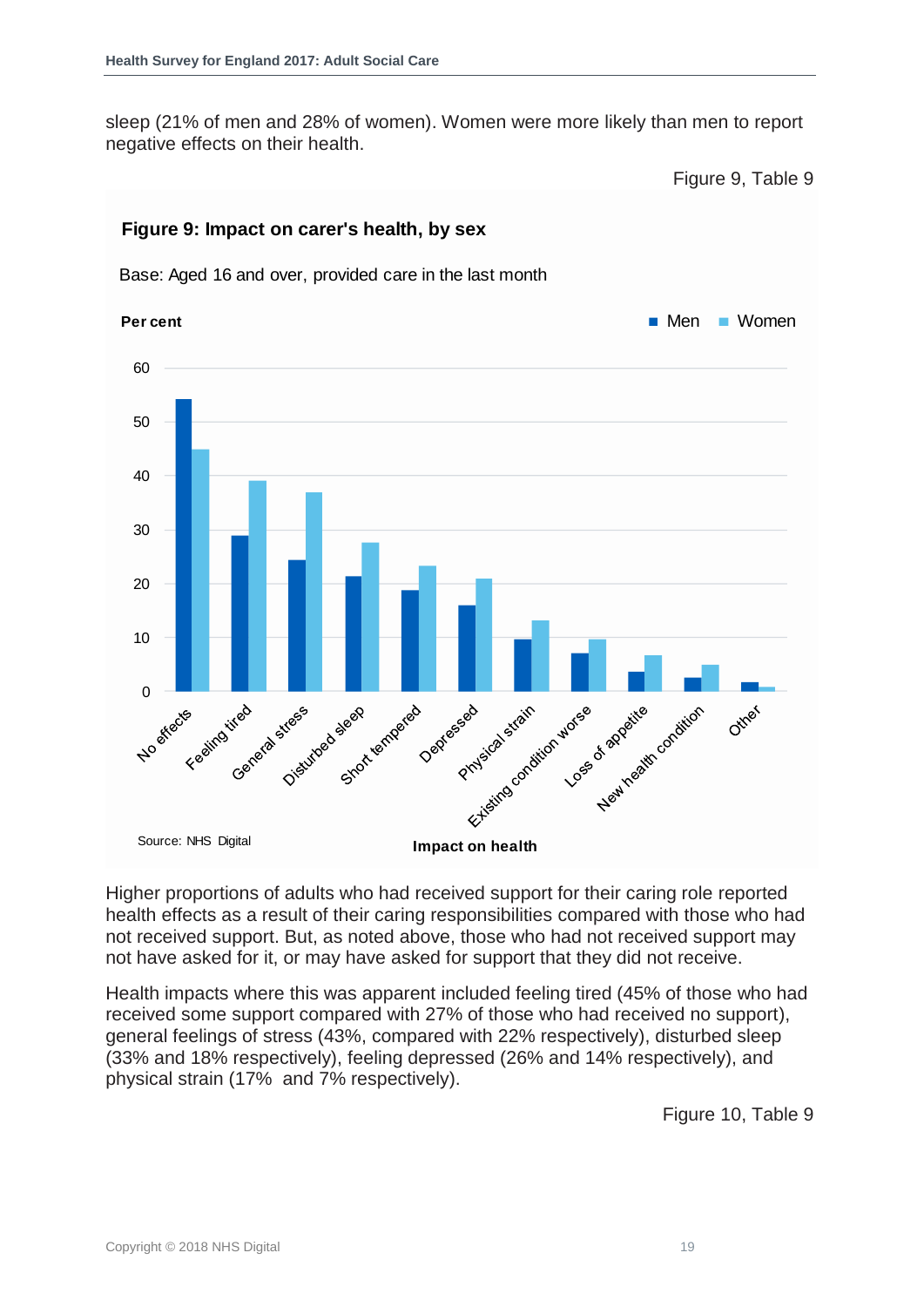sleep (21% of men and 28% of women). Women were more likely than men to report negative effects on their health.

Figure 9, Table 9

**Figure 9: Impact on carer's health, by sex**

Base: Aged 16 and over, provided care in the last month

Source: NHS Digital

Higher proportions of adults who had received support for their caring role reported health effects as a result of their caring responsibilities compared with those who had not received support. But, as noted above, those who had not received support may not have asked for it, or may have asked for support that they did not receive.

Health impacts where this was apparent included feeling tired (45% of those who had received some support compared with 27% of those who had received no support), general feelings of stress (43%, compared with 22% respectively), disturbed sleep (33% and 18% respectively), feeling depressed (26% and 14% respectively), and physical strain (17% and 7% respectively).

Figure 10, Table 9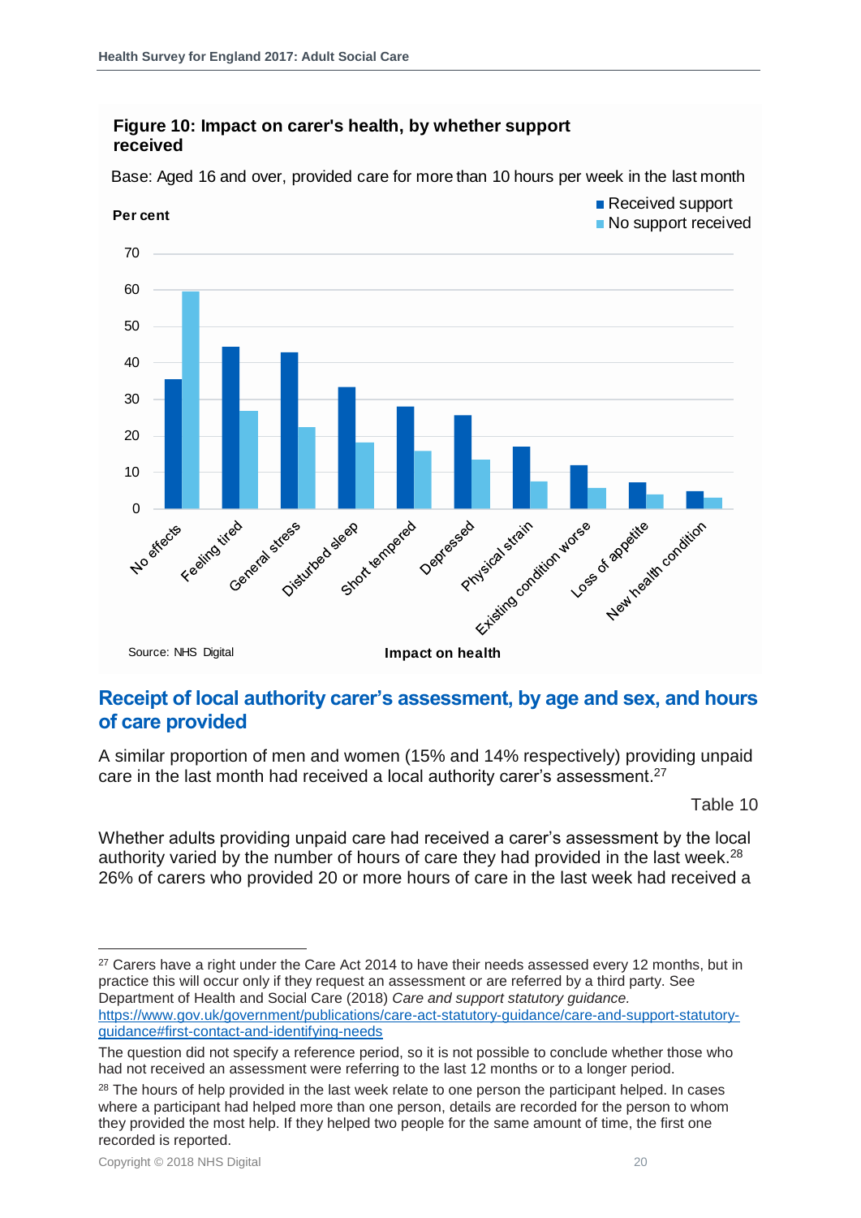**Figure 10: Impact on carer's health, by whether support received**

Base: Aged 16 and over, provided care for more than 10 hours per week in the last month

Per cent

■ Received support
■ No support received

Source: NHS Digital

Impact on health

## Receipt of local authority carer's assessment, by age and sex, and hours of care provided

A similar proportion of men and women (15% and 14% respectively) providing unpaid care in the last month had received a local authority carer's assessment.[27]

Table 10

Whether adults providing unpaid care had received a carer's assessment by the local authority varied by the number of hours of care they had provided in the last week.[28] 26% of carers who provided 20 or more hours of care in the last week had received a

---

[27] Carers have a right under the Care Act 2014 to have their needs assessed every 12 months, but in practice this will occur only if they request an assessment or are referred by a third party. See Department of Health and Social Care (2018) *Care and support statutory guidance.* https://www.gov.uk/government/publications/care-act-statutory-guidance/care-and-support-statutory-guidance#first-contact-and-identifying-needs

The question did not specify a reference period, so it is not possible to conclude whether those who had not received an assessment were referring to the last 12 months or to a longer period.

[28] The hours of help provided in the last week relate to one person the participant helped. In cases where a participant had helped more than one person, details are recorded for the person to whom they provided the most help. If they helped two people for the same amount of time, the first one recorded is reported.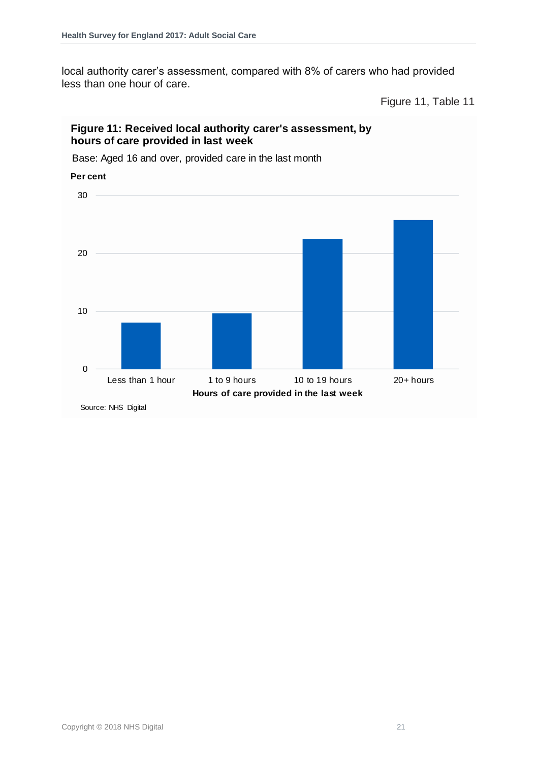local authority carer's assessment, compared with 8% of carers who had provided less than one hour of care.

Figure 11, Table 11

**Figure 11: Received local authority carer's assessment, by hours of care provided in last week**

Base: Aged 16 and over, provided care in the last month

**Per cent**

30

20

10

0

Less than 1 hour | 1 to 9 hours | 10 to 19 hours | 20+ hours

**Hours of care provided in the last week**

Source: NHS Digital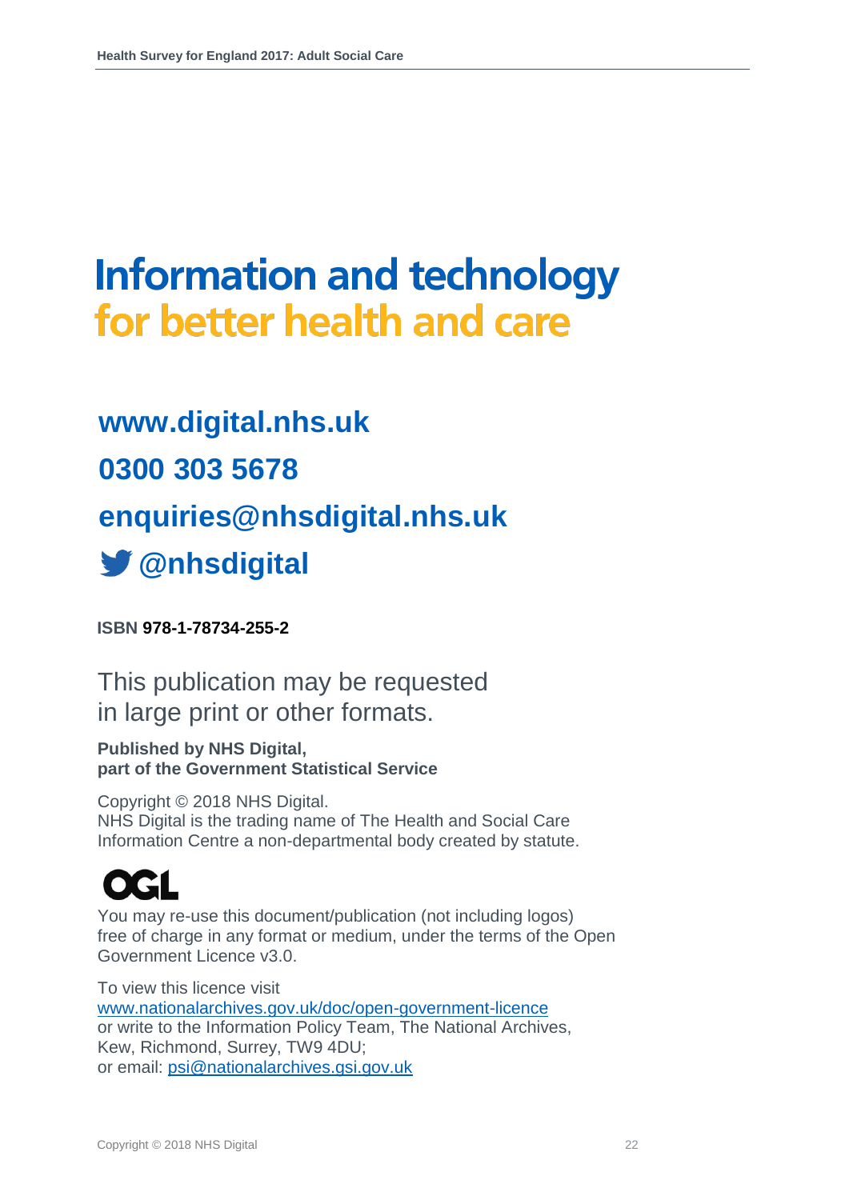# Information and technology for better health and care

**www.digital.nhs.uk**

**0300 303 5678**

**enquiries@nhsdigital.nhs.uk**

**@nhsdigital**

ISBN **978-1-78734-255-2**

This publication may be requested in large print or other formats.

**Published by NHS Digital, part of the Government Statistical Service**

Copyright © 2018 NHS Digital.
NHS Digital is the trading name of The Health and Social Care Information Centre a non-departmental body created by statute.

OGL

You may re-use this document/publication (not including logos) free of charge in any format or medium, under the terms of the Open Government Licence v3.0.

To view this licence visit
www.nationalarchives.gov.uk/doc/open-government-licence
or write to the Information Policy Team, The National Archives, Kew, Richmond, Surrey, TW9 4DU;
or email: psi@nationalarchives.gsi.gov.uk